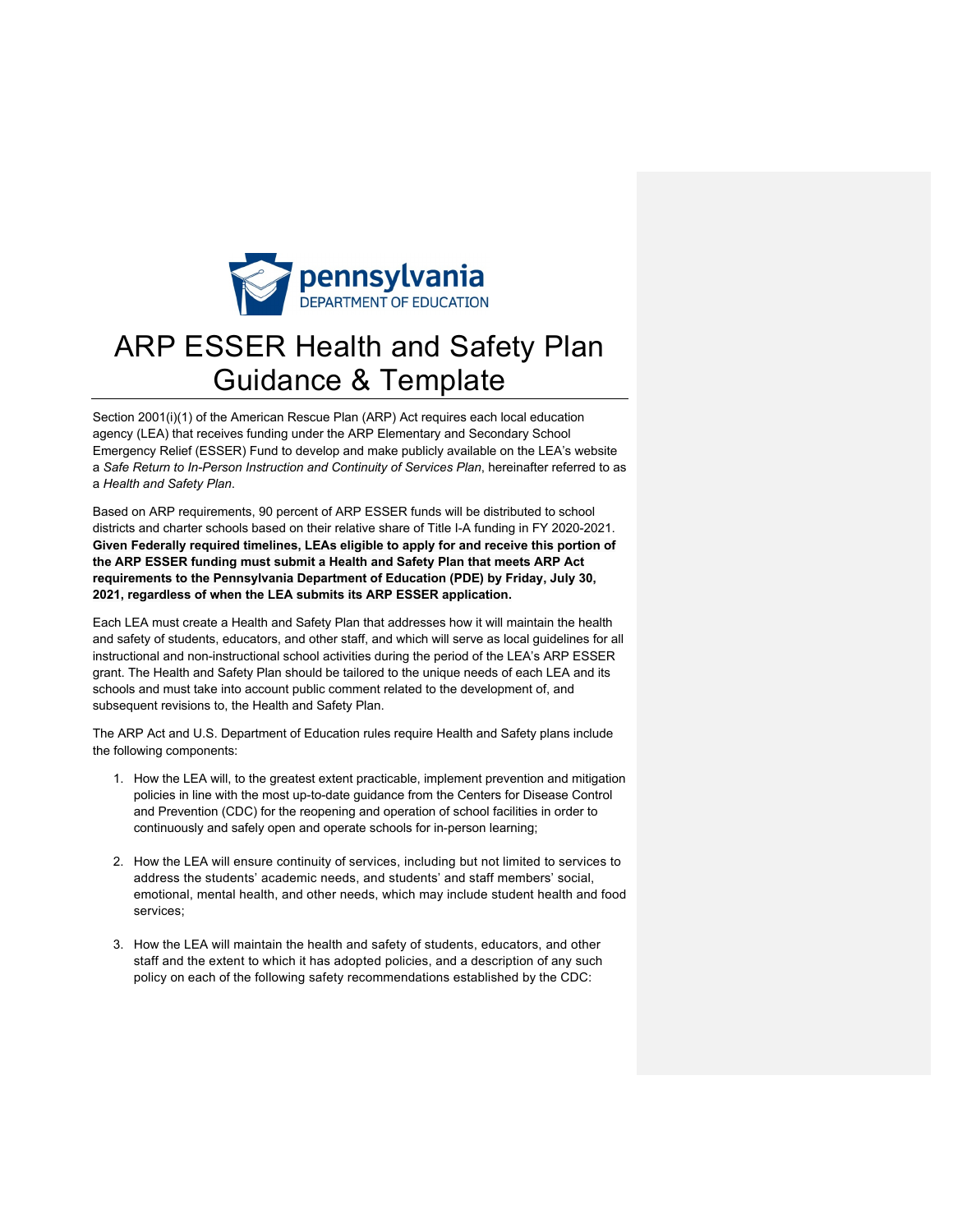pennsylvania
DEPARTMENT OF EDUCATION

# ARP ESSER Health and Safety Plan Guidance & Template

Section 2001(i)(1) of the American Rescue Plan (ARP) Act requires each local education agency (LEA) that receives funding under the ARP Elementary and Secondary School Emergency Relief (ESSER) Fund to develop and make publicly available on the LEA's website a *Safe Return to In-Person Instruction and Continuity of Services Plan*, hereinafter referred to as a *Health and Safety Plan*.

Based on ARP requirements, 90 percent of ARP ESSER funds will be distributed to school districts and charter schools based on their relative share of Title I-A funding in FY 2020-2021. **Given Federally required timelines, LEAs eligible to apply for and receive this portion of the ARP ESSER funding must submit a Health and Safety Plan that meets ARP Act requirements to the Pennsylvania Department of Education (PDE) by Friday, July 30, 2021, regardless of when the LEA submits its ARP ESSER application.**

Each LEA must create a Health and Safety Plan that addresses how it will maintain the health and safety of students, educators, and other staff, and which will serve as local guidelines for all instructional and non-instructional school activities during the period of the LEA's ARP ESSER grant. The Health and Safety Plan should be tailored to the unique needs of each LEA and its schools and must take into account public comment related to the development of, and subsequent revisions to, the Health and Safety Plan.

The ARP Act and U.S. Department of Education rules require Health and Safety plans include the following components:

1. How the LEA will, to the greatest extent practicable, implement prevention and mitigation policies in line with the most up-to-date guidance from the Centers for Disease Control and Prevention (CDC) for the reopening and operation of school facilities in order to continuously and safely open and operate schools for in-person learning;

2. How the LEA will ensure continuity of services, including but not limited to services to address the students' academic needs, and students' and staff members' social, emotional, mental health, and other needs, which may include student health and food services;

3. How the LEA will maintain the health and safety of students, educators, and other staff and the extent to which it has adopted policies, and a description of any such policy on each of the following safety recommendations established by the CDC: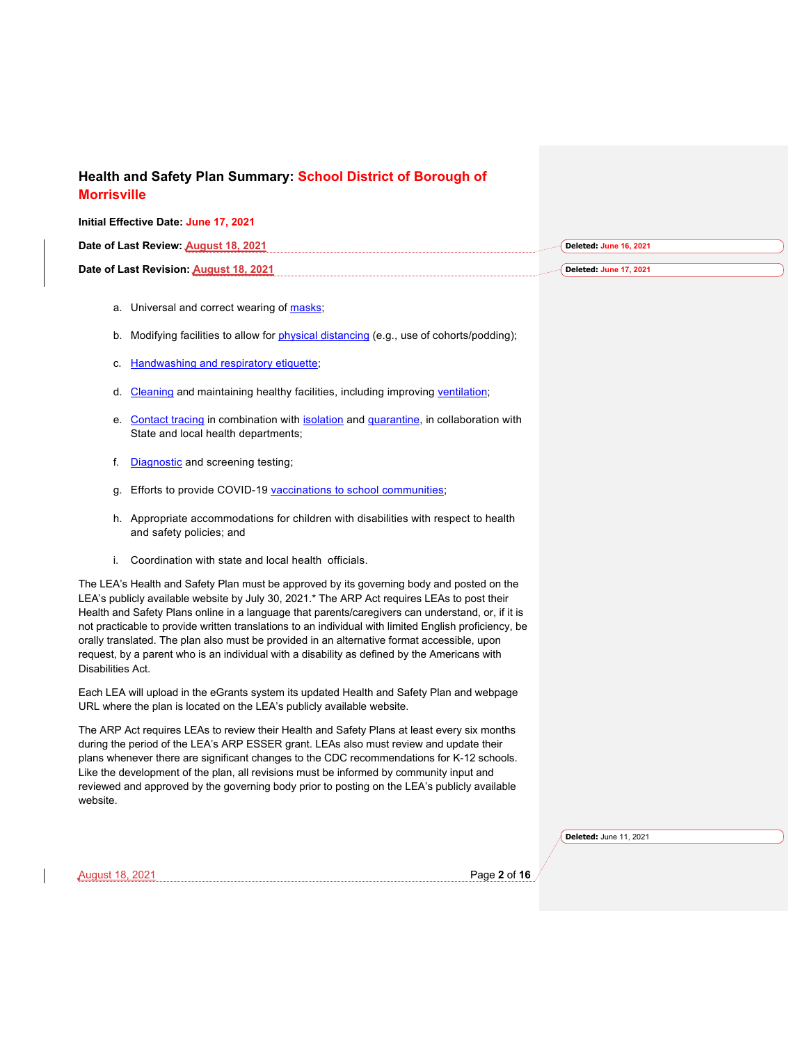## Health and Safety Plan Summary: School District of Borough of Morrisville

**Initial Effective Date:** June 17, 2021

**Date of Last Review:** August 18, 2021

**Date of Last Revision:** August 18, 2021

a. Universal and correct wearing of masks;

b. Modifying facilities to allow for physical distancing (e.g., use of cohorts/podding);

c. Handwashing and respiratory etiquette;

d. Cleaning and maintaining healthy facilities, including improving ventilation;

e. Contact tracing in combination with isolation and quarantine, in collaboration with State and local health departments;

f. Diagnostic and screening testing;

g. Efforts to provide COVID-19 vaccinations to school communities;

h. Appropriate accommodations for children with disabilities with respect to health and safety policies; and

i. Coordination with state and local health officials.

The LEA's Health and Safety Plan must be approved by its governing body and posted on the LEA's publicly available website by July 30, 2021.* The ARP Act requires LEAs to post their Health and Safety Plans online in a language that parents/caregivers can understand, or, if it is not practicable to provide written translations to an individual with limited English proficiency, be orally translated. The plan also must be provided in an alternative format accessible, upon request, by a parent who is an individual with a disability as defined by the Americans with Disabilities Act.

Each LEA will upload in the eGrants system its updated Health and Safety Plan and webpage URL where the plan is located on the LEA's publicly available website.

The ARP Act requires LEAs to review their Health and Safety Plans at least every six months during the period of the LEA's ARP ESSER grant. LEAs also must review and update their plans whenever there are significant changes to the CDC recommendations for K-12 schools. Like the development of the plan, all revisions must be informed by community input and reviewed and approved by the governing body prior to posting on the LEA's publicly available website.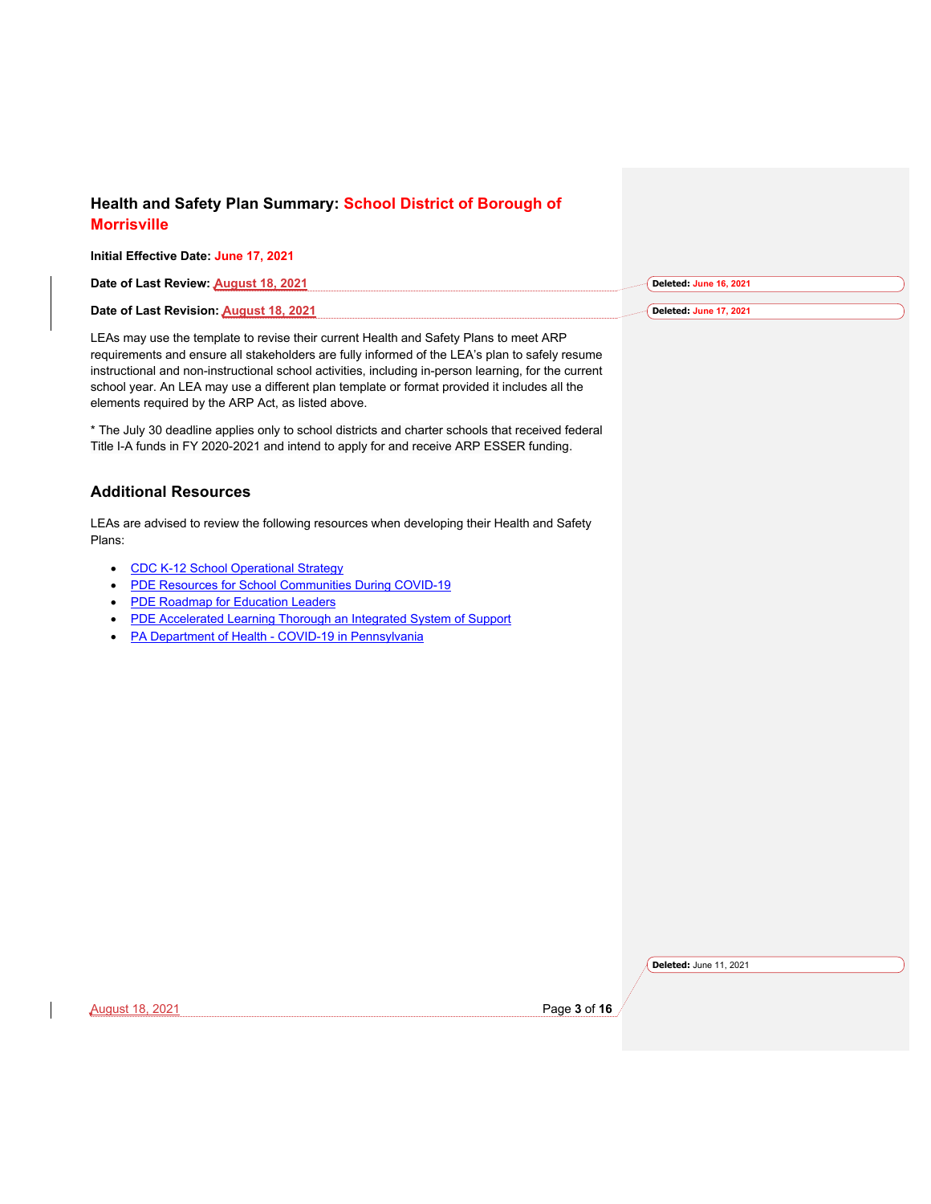## Health and Safety Plan Summary: School District of Borough of Morrisville

**Initial Effective Date:** June 17, 2021

**Date of Last Review:** August 18, 2021

**Date of Last Revision:** August 18, 2021

LEAs may use the template to revise their current Health and Safety Plans to meet ARP requirements and ensure all stakeholders are fully informed of the LEA's plan to safely resume instructional and non-instructional school activities, including in-person learning, for the current school year. An LEA may use a different plan template or format provided it includes all the elements required by the ARP Act, as listed above.

* The July 30 deadline applies only to school districts and charter schools that received federal Title I-A funds in FY 2020-2021 and intend to apply for and receive ARP ESSER funding.

## Additional Resources

LEAs are advised to review the following resources when developing their Health and Safety Plans:

- CDC K-12 School Operational Strategy
- PDE Resources for School Communities During COVID-19
- PDE Roadmap for Education Leaders
- PDE Accelerated Learning Thorough an Integrated System of Support
- PA Department of Health - COVID-19 in Pennsylvania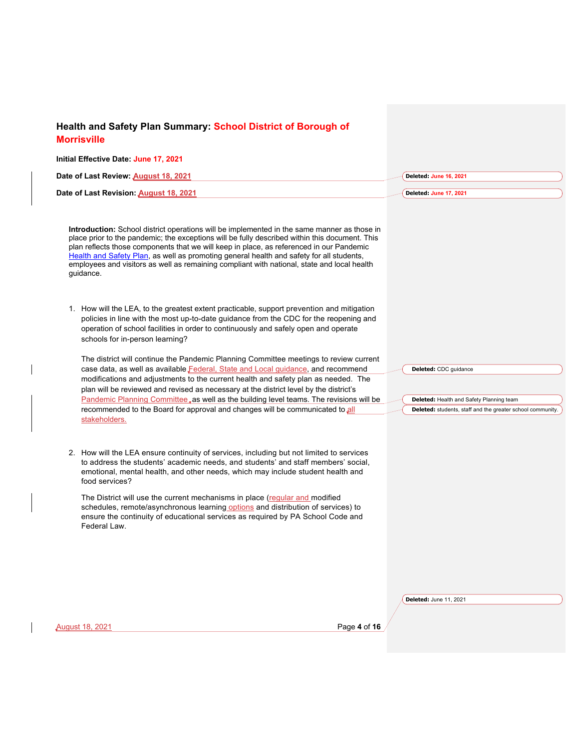## Health and Safety Plan Summary: School District of Borough of Morrisville

**Initial Effective Date:** June 17, 2021

**Date of Last Review:** August 18, 2021

**Date of Last Revision:** August 18, 2021

**Introduction:** School district operations will be implemented in the same manner as those in place prior to the pandemic; the exceptions will be fully described within this document. This plan reflects those components that we will keep in place, as referenced in our Pandemic Health and Safety Plan, as well as promoting general health and safety for all students, employees and visitors as well as remaining compliant with national, state and local health guidance.

1. How will the LEA, to the greatest extent practicable, support prevention and mitigation policies in line with the most up-to-date guidance from the CDC for the reopening and operation of school facilities in order to continuously and safely open and operate schools for in-person learning?

   The district will continue the Pandemic Planning Committee meetings to review current case data, as well as available Federal, State and Local guidance, and recommend modifications and adjustments to the current health and safety plan as needed. The plan will be reviewed and revised as necessary at the district level by the district's Pandemic Planning Committee, as well as the building level teams. The revisions will be recommended to the Board for approval and changes will be communicated to all stakeholders.

2. How will the LEA ensure continuity of services, including but not limited to services to address the students' academic needs, and students' and staff members' social, emotional, mental health, and other needs, which may include student health and food services?

   The District will use the current mechanisms in place (regular and modified schedules, remote/asynchronous learning options and distribution of services) to ensure the continuity of educational services as required by PA School Code and Federal Law.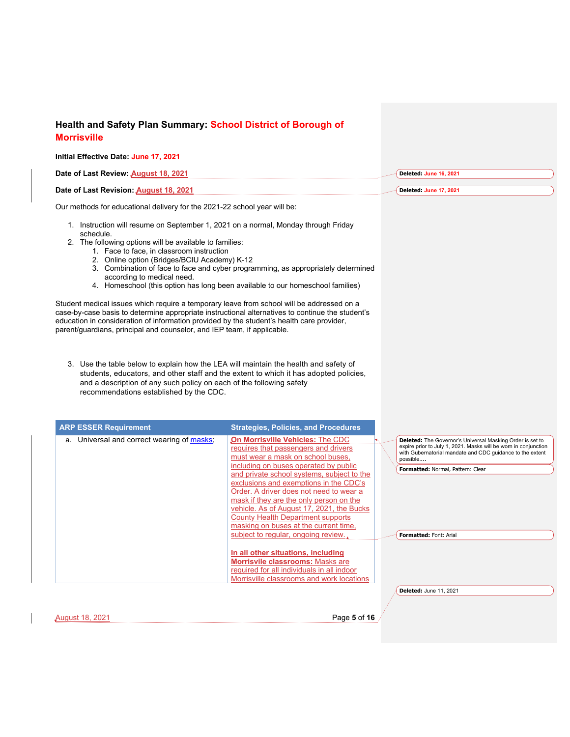## Health and Safety Plan Summary: School District of Borough of Morrisville

**Initial Effective Date:** June 17, 2021

**Date of Last Review:** August 18, 2021

**Date of Last Revision:** August 18, 2021

Our methods for educational delivery for the 2021-22 school year will be:

1. Instruction will resume on September 1, 2021 on a normal, Monday through Friday schedule.
2. The following options will be available to families:
   1. Face to face, in classroom instruction
   2. Online option (Bridges/BCIU Academy) K-12
   3. Combination of face to face and cyber programming, as appropriately determined according to medical need.
   4. Homeschool (this option has long been available to our homeschool families)

Student medical issues which require a temporary leave from school will be addressed on a case-by-case basis to determine appropriate instructional alternatives to continue the student's education in consideration of information provided by the student's health care provider, parent/guardians, principal and counselor, and IEP team, if applicable.

3. Use the table below to explain how the LEA will maintain the health and safety of students, educators, and other staff and the extent to which it has adopted policies, and a description of any such policy on each of the following safety recommendations established by the CDC.

| ARP ESSER Requirement | Strategies, Policies, and Procedures |
|---|---|
| a. Universal and correct wearing of masks; | **On Morrisville Vehicles:** The CDC requires that passengers and drivers must wear a mask on school buses, including on buses operated by public and private school systems, subject to the exclusions and exemptions in the CDC's Order. A driver does not need to wear a mask if they are the only person on the vehicle. As of August 17, 2021, the Bucks County Health Department supports masking on buses at the current time, subject to regular, ongoing review.<br><br>**In all other situations, including Morrisville classrooms:** Masks are required for all individuals in all indoor Morrisville classrooms and work locations |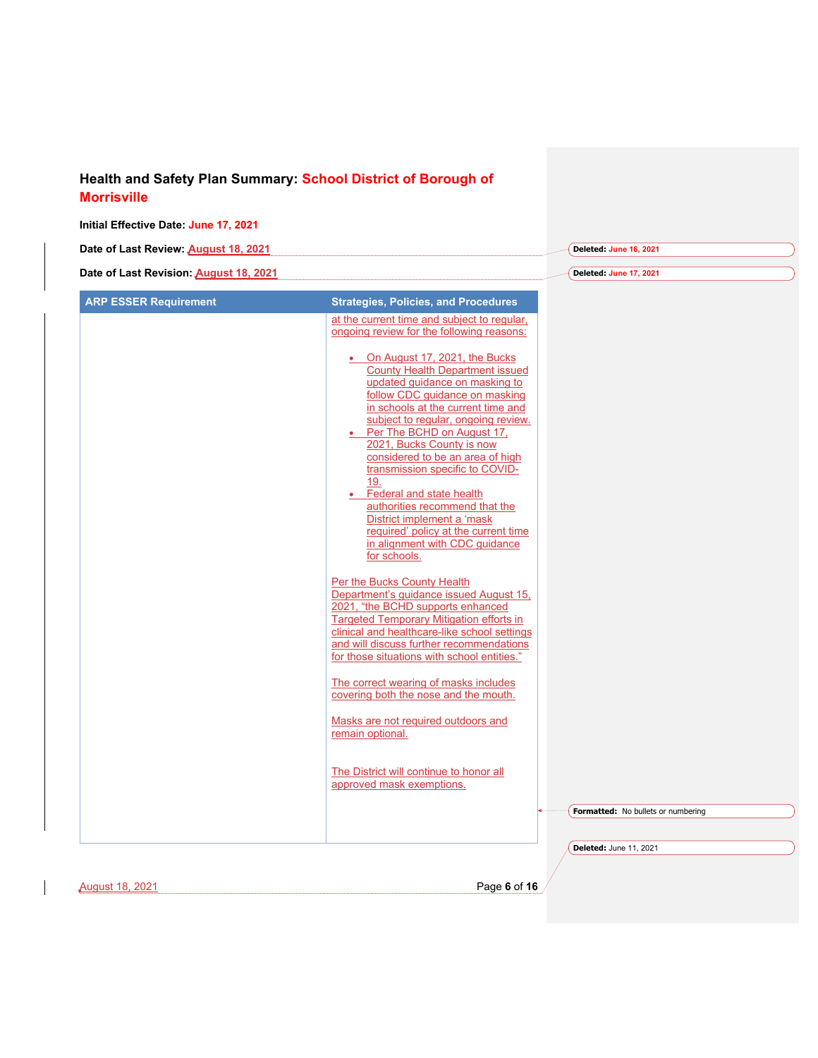## Health and Safety Plan Summary: School District of Borough of Morrisville

**Initial Effective Date:** June 17, 2021

**Date of Last Review:** August 18, 2021

**Date of Last Revision:** August 18, 2021

| ARP ESSER Requirement | Strategies, Policies, and Procedures |
|---|---|
| | at the current time and subject to regular, ongoing review for the following reasons:<br><br>• On August 17, 2021, the Bucks County Health Department issued updated guidance on masking to follow CDC guidance on masking in schools at the current time and subject to regular, ongoing review.<br>• Per The BCHD on August 17, 2021, Bucks County is now considered to be an area of high transmission specific to COVID-19.<br>• Federal and state health authorities recommend that the District implement a 'mask required' policy at the current time in alignment with CDC guidance for schools.<br><br>Per the Bucks County Health Department's guidance issued August 15, 2021, "the BCHD supports enhanced Targeted Temporary Mitigation efforts in clinical and healthcare-like school settings and will discuss further recommendations for those situations with school entities."<br><br>The correct wearing of masks includes covering both the nose and the mouth.<br><br>Masks are not required outdoors and remain optional.<br><br>The District will continue to honor all approved mask exemptions. |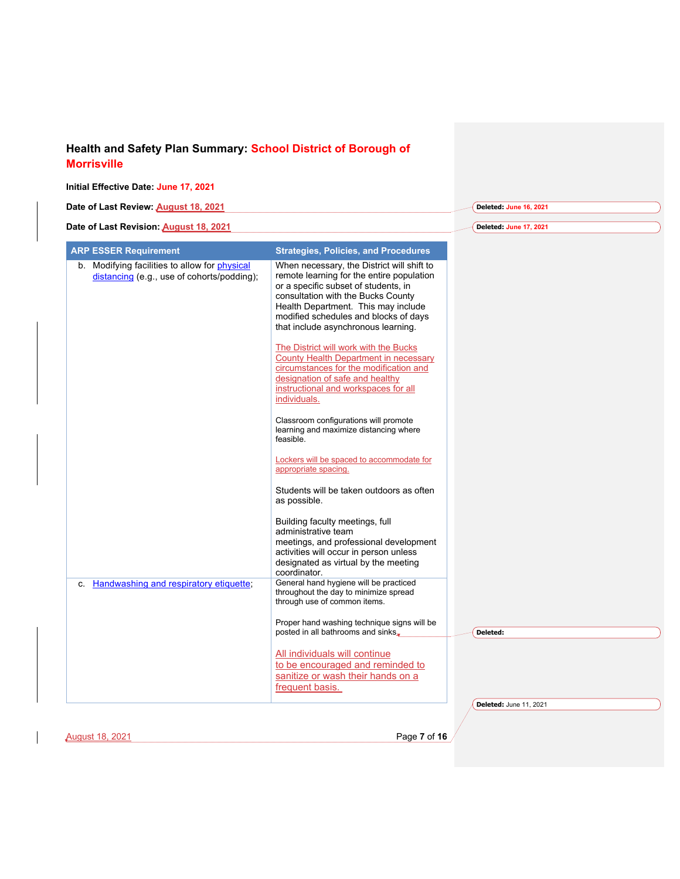**Health and Safety Plan Summary: School District of Borough of Morrisville**

**Initial Effective Date: June 17, 2021**

**Date of Last Review: August 18, 2021**

**Date of Last Revision: August 18, 2021**

| ARP ESSER Requirement | Strategies, Policies, and Procedures |
|---|---|
| b. Modifying facilities to allow for physical distancing (e.g., use of cohorts/podding); | When necessary, the District will shift to remote learning for the entire population or a specific subset of students, in consultation with the Bucks County Health Department. This may include modified schedules and blocks of days that include asynchronous learning.<br><br>The District will work with the Bucks County Health Department in necessary circumstances for the modification and designation of safe and healthy instructional and workspaces for all individuals.<br><br>Classroom configurations will promote learning and maximize distancing where feasible.<br><br>Lockers will be spaced to accommodate for appropriate spacing.<br><br>Students will be taken outdoors as often as possible.<br><br>Building faculty meetings, full administrative team meetings, and professional development activities will occur in person unless designated as virtual by the meeting coordinator. |
| c. Handwashing and respiratory etiquette; | General hand hygiene will be practiced throughout the day to minimize spread through use of common items.<br><br>Proper hand washing technique signs will be posted in all bathrooms and sinks.<br><br>All individuals will continue to be encouraged and reminded to sanitize or wash their hands on a frequent basis. |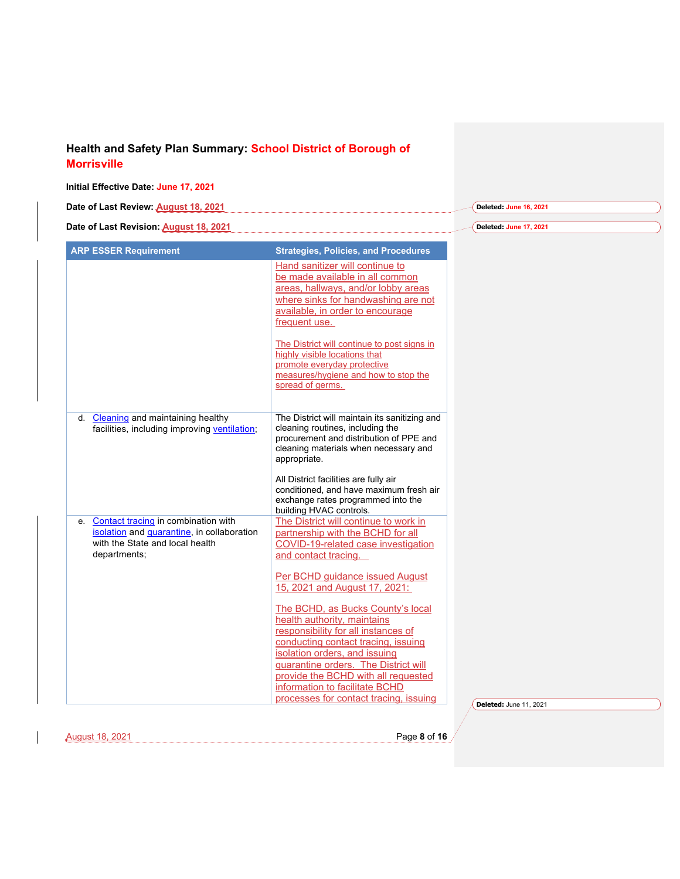## Health and Safety Plan Summary: School District of Borough of Morrisville

**Initial Effective Date:** June 17, 2021

**Date of Last Review:** August 18, 2021

**Date of Last Revision:** August 18, 2021

Deleted: June 16, 2021

Deleted: June 17, 2021

| ARP ESSER Requirement | Strategies, Policies, and Procedures |
|---|---|
| | Hand sanitizer will continue to be made available in all common areas, hallways, and/or lobby areas where sinks for handwashing are not available, in order to encourage frequent use.<br><br>The District will continue to post signs in highly visible locations that promote everyday protective measures/hygiene and how to stop the spread of germs. |
| d. Cleaning and maintaining healthy facilities, including improving ventilation; | The District will maintain its sanitizing and cleaning routines, including the procurement and distribution of PPE and cleaning materials when necessary and appropriate.<br><br>All District facilities are fully air conditioned, and have maximum fresh air exchange rates programmed into the building HVAC controls. |
| e. Contact tracing in combination with isolation and quarantine, in collaboration with the State and local health departments; | The District will continue to work in partnership with the BCHD for all COVID-19-related case investigation and contact tracing.<br><br>Per BCHD guidance issued August 15, 2021 and August 17, 2021:<br><br>The BCHD, as Bucks County's local health authority, maintains responsibility for all instances of conducting contact tracing, issuing isolation orders, and issuing quarantine orders. The District will provide the BCHD with all requested information to facilitate BCHD processes for contact tracing, issuing |

Deleted: June 11, 2021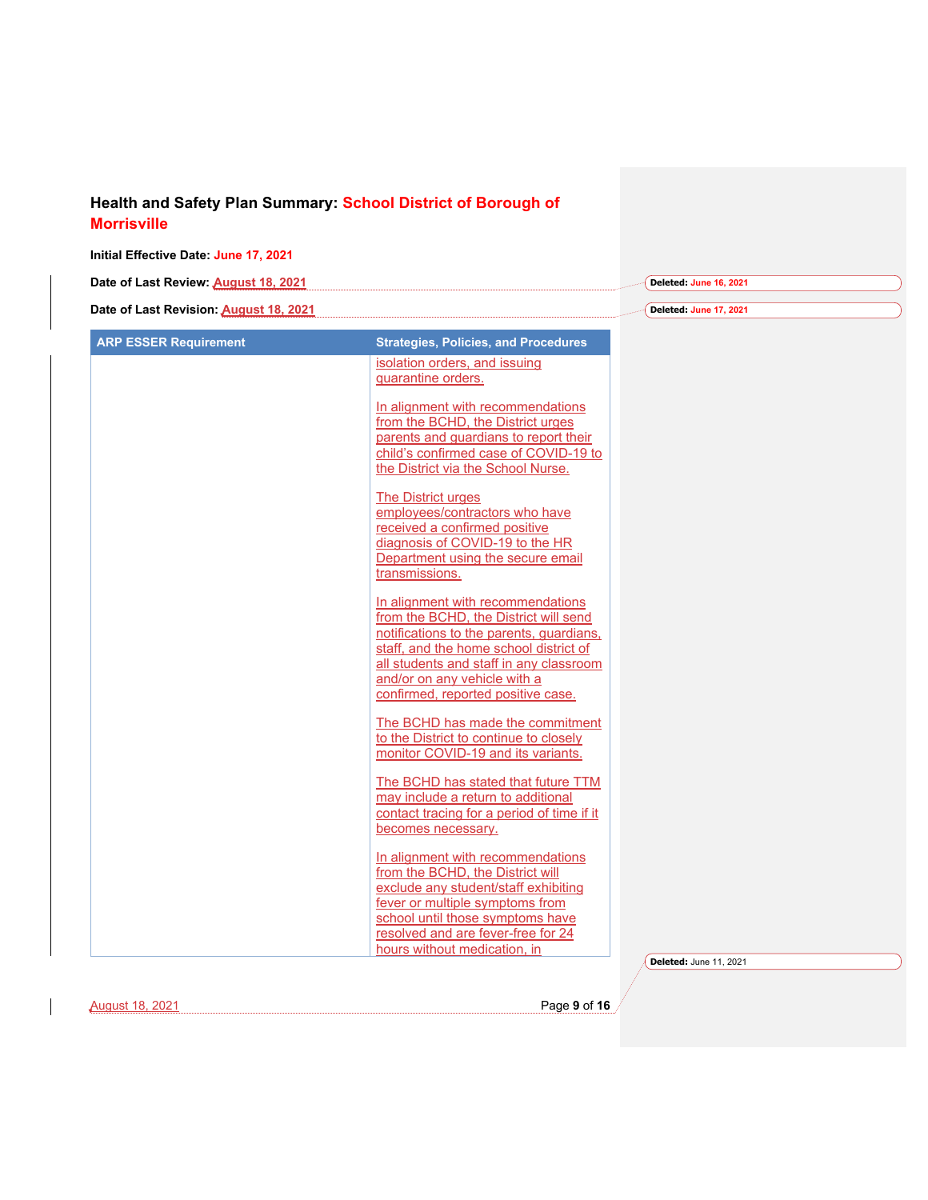## Health and Safety Plan Summary: School District of Borough of Morrisville

**Initial Effective Date:** June 17, 2021

**Date of Last Review:** August 18, 2021

**Date of Last Revision:** August 18, 2021

Deleted: June 16, 2021

Deleted: June 17, 2021

| ARP ESSER Requirement | Strategies, Policies, and Procedures |
|---|---|
| | isolation orders, and issuing quarantine orders.<br><br>In alignment with recommendations from the BCHD, the District urges parents and guardians to report their child's confirmed case of COVID-19 to the District via the School Nurse.<br><br>The District urges employees/contractors who have received a confirmed positive diagnosis of COVID-19 to the HR Department using the secure email transmissions.<br><br>In alignment with recommendations from the BCHD, the District will send notifications to the parents, guardians, staff, and the home school district of all students and staff in any classroom and/or on any vehicle with a confirmed, reported positive case.<br><br>The BCHD has made the commitment to the District to continue to closely monitor COVID-19 and its variants.<br><br>The BCHD has stated that future TTM may include a return to additional contact tracing for a period of time if it becomes necessary.<br><br>In alignment with recommendations from the BCHD, the District will exclude any student/staff exhibiting fever or multiple symptoms from school until those symptoms have resolved and are fever-free for 24 hours without medication, in |

Deleted: June 11, 2021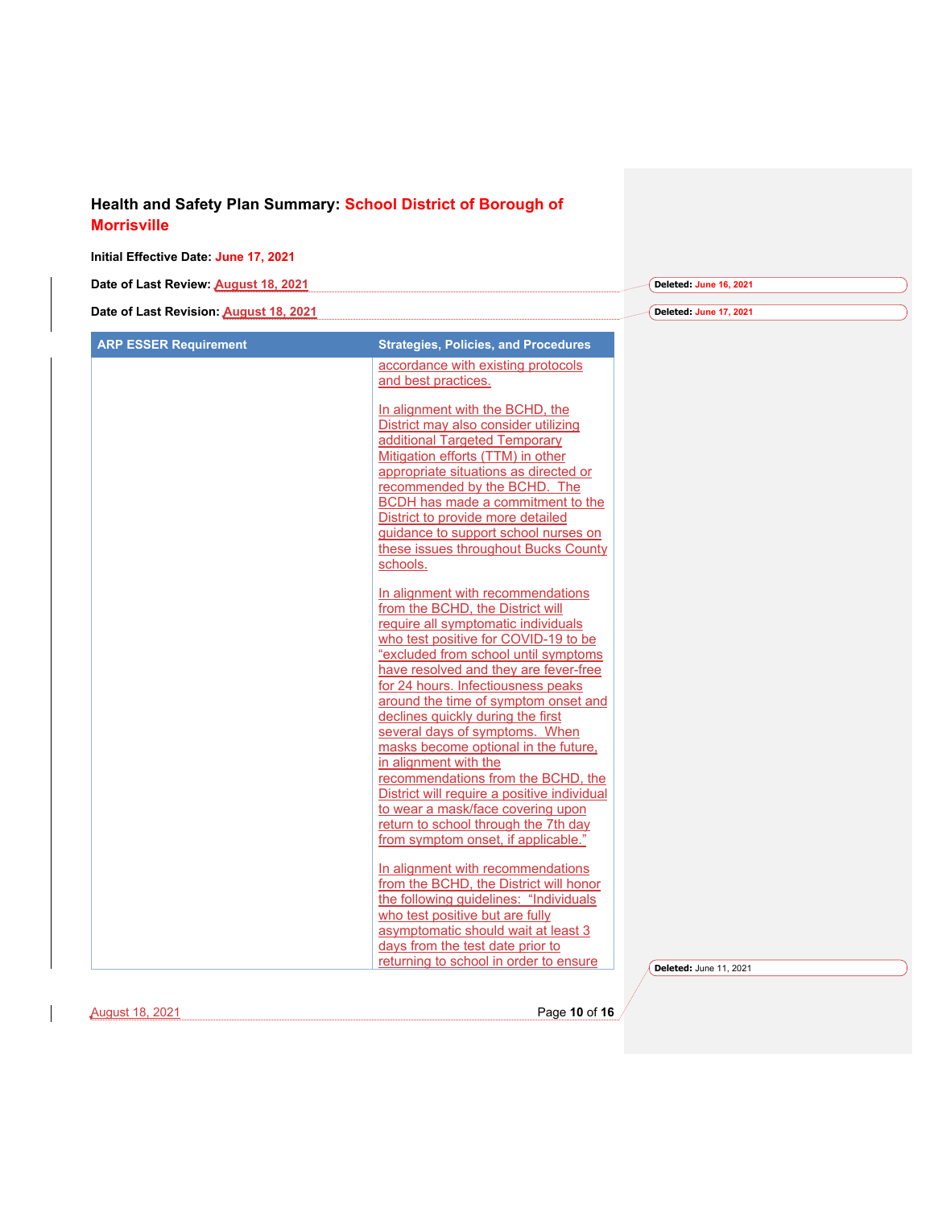## Health and Safety Plan Summary: School District of Borough of Morrisville

**Initial Effective Date:** June 17, 2021

**Date of Last Review:** August 18, 2021

**Date of Last Revision:** August 18, 2021

| ARP ESSER Requirement | Strategies, Policies, and Procedures |
|---|---|
| | accordance with existing protocols and best practices.<br><br>In alignment with the BCHD, the District may also consider utilizing additional Targeted Temporary Mitigation efforts (TTM) in other appropriate situations as directed or recommended by the BCHD. The BCDH has made a commitment to the District to provide more detailed guidance to support school nurses on these issues throughout Bucks County schools.<br><br>In alignment with recommendations from the BCHD, the District will require all symptomatic individuals who test positive for COVID-19 to be "excluded from school until symptoms have resolved and they are fever-free for 24 hours. Infectiousness peaks around the time of symptom onset and declines quickly during the first several days of symptoms. When masks become optional in the future, in alignment with the recommendations from the BCHD, the District will require a positive individual to wear a mask/face covering upon return to school through the 7th day from symptom onset, if applicable."<br><br>In alignment with recommendations from the BCHD, the District will honor the following guidelines: "Individuals who test positive but are fully asymptomatic should wait at least 3 days from the test date prior to returning to school in order to ensure |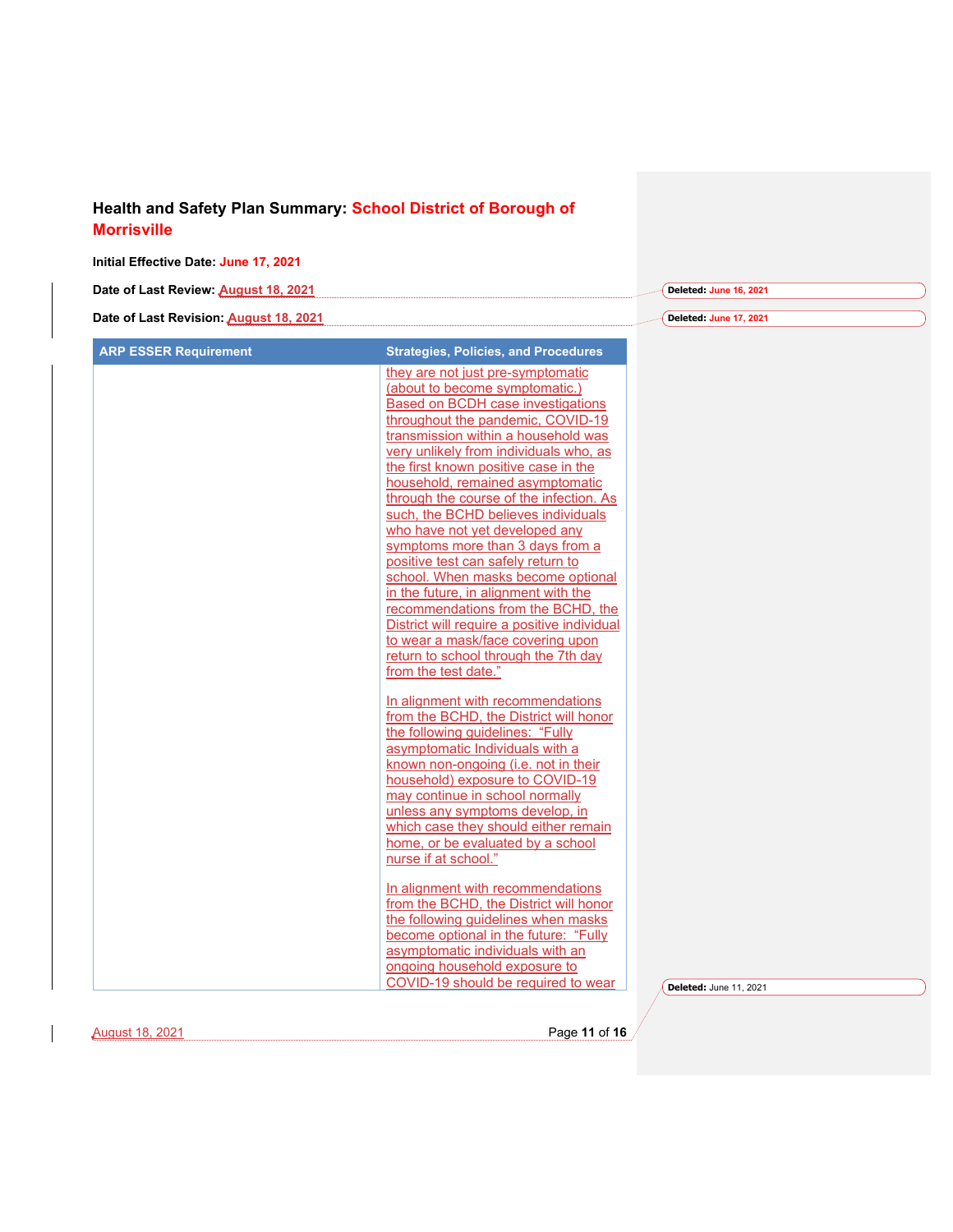## Health and Safety Plan Summary: School District of Borough of Morrisville

**Initial Effective Date:** June 17, 2021

**Date of Last Review:** August 18, 2021

**Date of Last Revision:** August 18, 2021

| ARP ESSER Requirement | Strategies, Policies, and Procedures |
|---|---|
| | they are not just pre-symptomatic (about to become symptomatic.) Based on BCDH case investigations throughout the pandemic, COVID-19 transmission within a household was very unlikely from individuals who, as the first known positive case in the household, remained asymptomatic through the course of the infection. As such, the BCHD believes individuals who have not yet developed any symptoms more than 3 days from a positive test can safely return to school. When masks become optional in the future, in alignment with the recommendations from the BCHD, the District will require a positive individual to wear a mask/face covering upon return to school through the 7th day from the test date."<br><br>In alignment with recommendations from the BCHD, the District will honor the following guidelines: "Fully asymptomatic Individuals with a known non-ongoing (i.e. not in their household) exposure to COVID-19 may continue in school normally unless any symptoms develop, in which case they should either remain home, or be evaluated by a school nurse if at school."<br><br>In alignment with recommendations from the BCHD, the District will honor the following guidelines when masks become optional in the future: "Fully asymptomatic individuals with an ongoing household exposure to COVID-19 should be required to wear |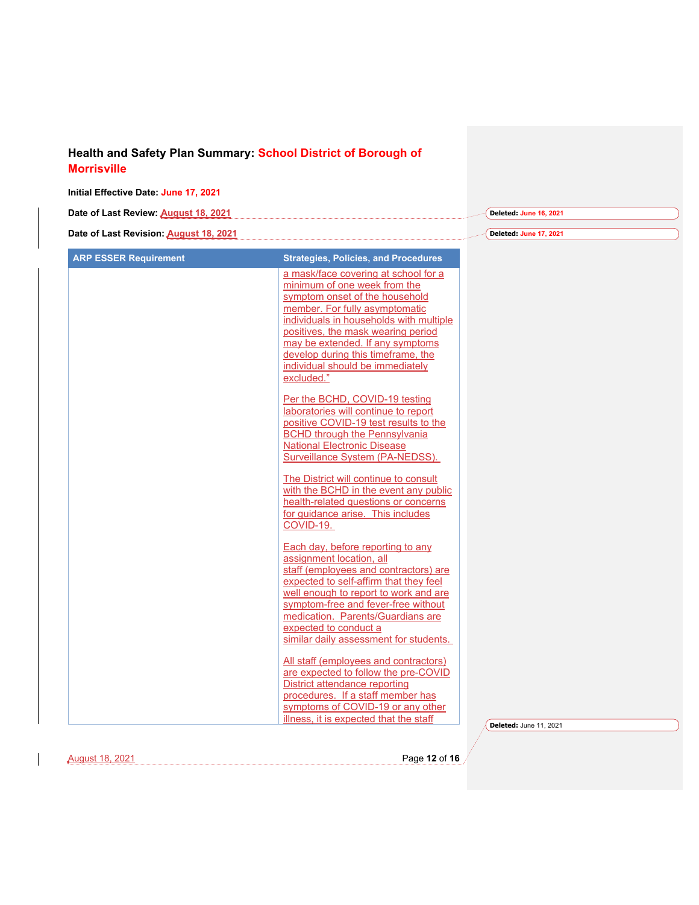## Health and Safety Plan Summary: School District of Borough of Morrisville

**Initial Effective Date:** June 17, 2021

**Date of Last Review:** August 18, 2021

**Date of Last Revision:** August 18, 2021

| ARP ESSER Requirement | Strategies, Policies, and Procedures |
|---|---|
| | a mask/face covering at school for a minimum of one week from the symptom onset of the household member. For fully asymptomatic individuals in households with multiple positives, the mask wearing period may be extended. If any symptoms develop during this timeframe, the individual should be immediately excluded."<br><br>Per the BCHD, COVID-19 testing laboratories will continue to report positive COVID-19 test results to the BCHD through the Pennsylvania National Electronic Disease Surveillance System (PA-NEDSS).<br><br>The District will continue to consult with the BCHD in the event any public health-related questions or concerns for guidance arise. This includes COVID-19.<br><br>Each day, before reporting to any assignment location, all staff (employees and contractors) are expected to self-affirm that they feel well enough to report to work and are symptom-free and fever-free without medication. Parents/Guardians are expected to conduct a similar daily assessment for students.<br><br>All staff (employees and contractors) are expected to follow the pre-COVID District attendance reporting procedures. If a staff member has symptoms of COVID-19 or any other illness, it is expected that the staff |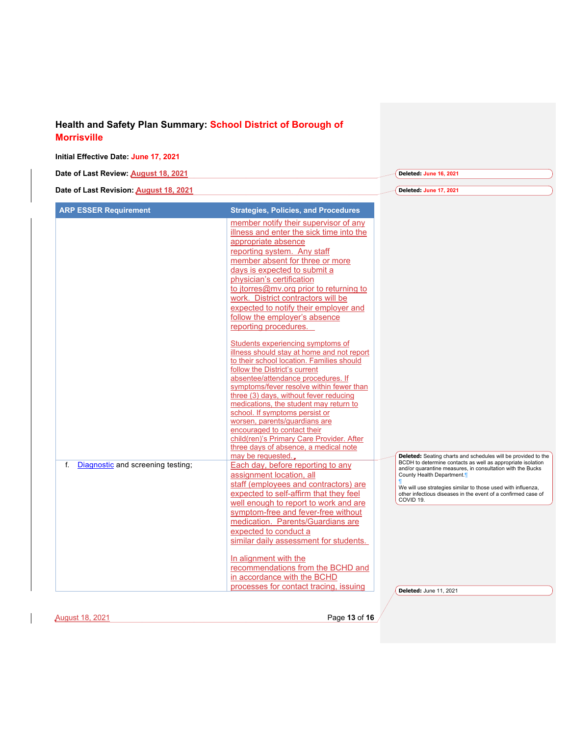## Health and Safety Plan Summary: School District of Borough of Morrisville

**Initial Effective Date:** June 17, 2021

**Date of Last Review:** August 18, 2021

**Date of Last Revision:** August 18, 2021

| ARP ESSER Requirement | Strategies, Policies, and Procedures |
|---|---|
| | member notify their supervisor of any illness and enter the sick time into the appropriate absence reporting system. Any staff member absent for three or more days is expected to submit a physician's certification to jtorres@mv.org prior to returning to work. District contractors will be expected to notify their employer and follow the employer's absence reporting procedures.<br><br>Students experiencing symptoms of illness should stay at home and not report to their school location. Families should follow the District's current absentee/attendance procedures. If symptoms/fever resolve within fewer than three (3) days, without fever reducing medications, the student may return to school. If symptoms persist or worsen, parents/guardians are encouraged to contact their child(ren)'s Primary Care Provider. After three days of absence, a medical note may be requested. |
| f. Diagnostic and screening testing; | Each day, before reporting to any assignment location, all staff (employees and contractors) are expected to self-affirm that they feel well enough to report to work and are symptom-free and fever-free without medication. Parents/Guardians are expected to conduct a similar daily assessment for students.<br><br>In alignment with the recommendations from the BCHD and in accordance with the BCHD processes for contact tracing, issuing |

Deleted: June 16, 2021

Deleted: June 17, 2021

Deleted: Seating charts and schedules will be provided to the BCDH to determine contacts as well as appropriate isolation and/or quarantine measures, in consultation with the Bucks County Health Department.

We will use strategies similar to those used with influenza, other infectious diseases in the event of a confirmed case of COVID 19.

Deleted: June 11, 2021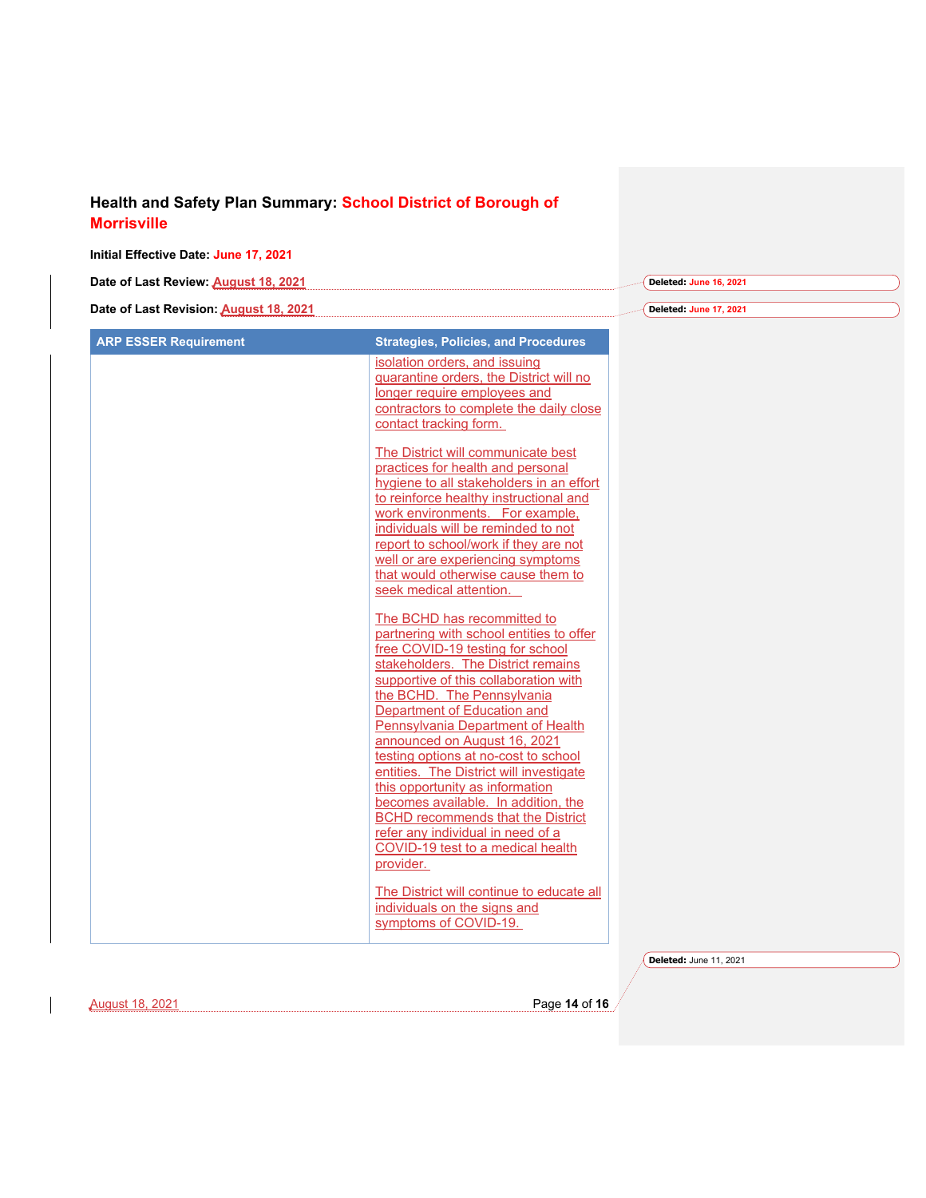## Health and Safety Plan Summary: School District of Borough of Morrisville

**Initial Effective Date:** June 17, 2021

**Date of Last Review:** August 18, 2021

**Date of Last Revision:** August 18, 2021

| ARP ESSER Requirement | Strategies, Policies, and Procedures |
|---|---|
| | isolation orders, and issuing quarantine orders, the District will no longer require employees and contractors to complete the daily close contact tracking form.<br><br>The District will communicate best practices for health and personal hygiene to all stakeholders in an effort to reinforce healthy instructional and work environments. For example, individuals will be reminded to not report to school/work if they are not well or are experiencing symptoms that would otherwise cause them to seek medical attention.<br><br>The BCHD has recommitted to partnering with school entities to offer free COVID-19 testing for school stakeholders. The District remains supportive of this collaboration with the BCHD. The Pennsylvania Department of Education and Pennsylvania Department of Health announced on August 16, 2021 testing options at no-cost to school entities. The District will investigate this opportunity as information becomes available. In addition, the BCHD recommends that the District refer any individual in need of a COVID-19 test to a medical health provider.<br><br>The District will continue to educate all individuals on the signs and symptoms of COVID-19. |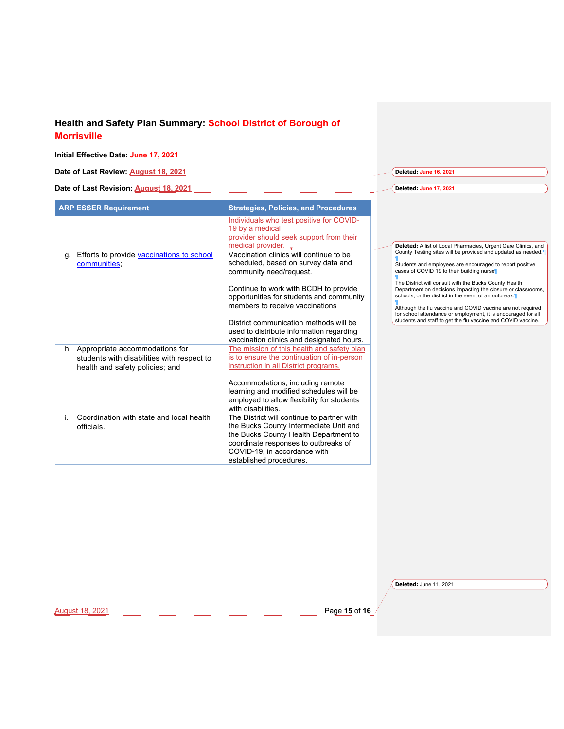## Health and Safety Plan Summary: School District of Borough of Morrisville

**Initial Effective Date:** June 17, 2021

**Date of Last Review:** August 18, 2021

**Date of Last Revision:** August 18, 2021

| ARP ESSER Requirement | Strategies, Policies, and Procedures |
|---|---|
| | Individuals who test positive for COVID-19 by a medical provider should seek support from their medical provider. |
| g. Efforts to provide vaccinations to school communities; | Vaccination clinics will continue to be scheduled, based on survey data and community need/request.<br><br>Continue to work with BCDH to provide opportunities for students and community members to receive vaccinations<br><br>District communication methods will be used to distribute information regarding vaccination clinics and designated hours. |
| h. Appropriate accommodations for students with disabilities with respect to health and safety policies; and | The mission of this health and safety plan is to ensure the continuation of in-person instruction in all District programs.<br><br>Accommodations, including remote learning and modified schedules will be employed to allow flexibility for students with disabilities. |
| i. Coordination with state and local health officials. | The District will continue to partner with the Bucks County Intermediate Unit and the Bucks County Health Department to coordinate responses to outbreaks of COVID-19, in accordance with established procedures. |

**Deleted:** June 16, 2021

**Deleted:** June 17, 2021

**Deleted:** A list of Local Pharmacies, Urgent Care Clinics, and County Testing sites will be provided and updated as needed.

Students and employees are encouraged to report positive cases of COVID 19 to their building nurse

The District will consult with the Bucks County Health Department on decisions impacting the closure or classrooms, schools, or the district in the event of an outbreak.

Although the flu vaccine and COVID vaccine are not required for school attendance or employment, it is encouraged for all students and staff to get the flu vaccine and COVID vaccine.

**Deleted:** June 11, 2021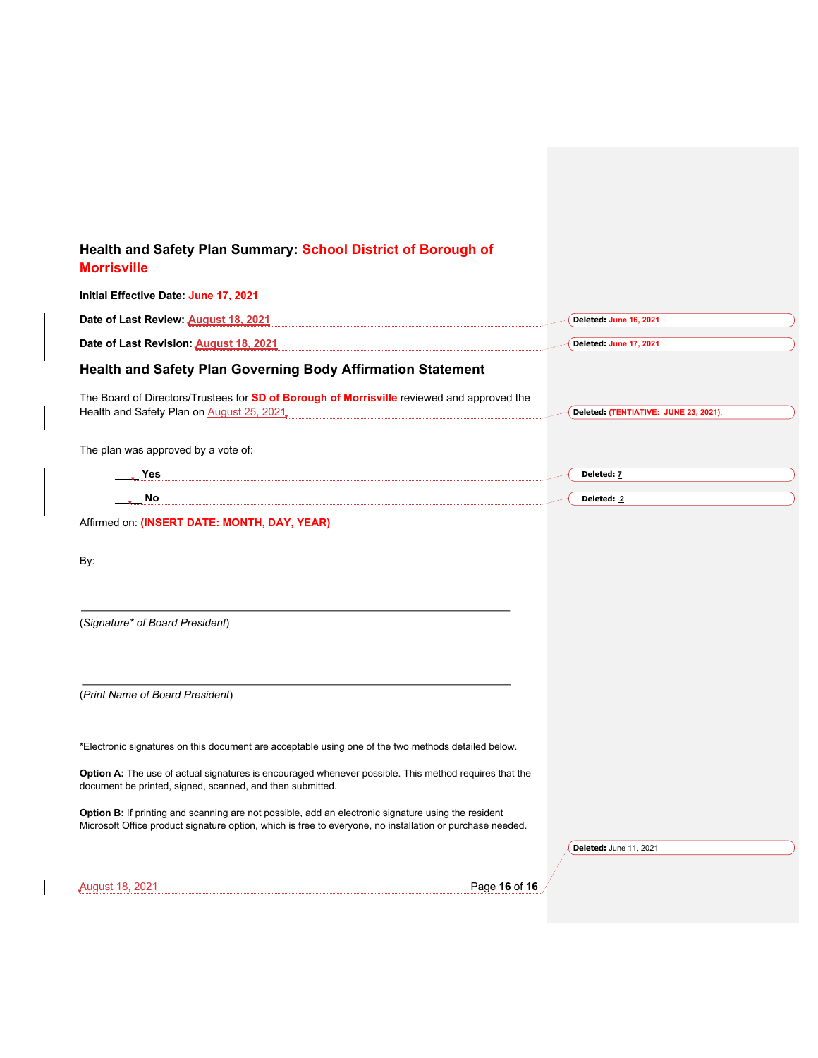## Health and Safety Plan Summary: School District of Borough of Morrisville

**Initial Effective Date: June 17, 2021**

**Date of Last Review: August 18, 2021**

**Date of Last Revision: August 18, 2021**

## Health and Safety Plan Governing Body Affirmation Statement

The Board of Directors/Trustees for **SD of Borough of Morrisville** reviewed and approved the Health and Safety Plan on August 25, 2021.

The plan was approved by a vote of:

___ **Yes**

___ **No**

Affirmed on: **(INSERT DATE: MONTH, DAY, YEAR)**

By:

_______________________________________________

(*Signature\* of Board President*)

_______________________________________________

(*Print Name of Board President*)

*Electronic signatures on this document are acceptable using one of the two methods detailed below.

**Option A:** The use of actual signatures is encouraged whenever possible. This method requires that the document be printed, signed, scanned, and then submitted.

**Option B:** If printing and scanning are not possible, add an electronic signature using the resident Microsoft Office product signature option, which is free to everyone, no installation or purchase needed.

Deleted: June 16, 2021

Deleted: June 17, 2021

Deleted: (TENTIATIVE: JUNE 23, 2021).

Deleted: 7

Deleted: 2

Deleted: June 11, 2021